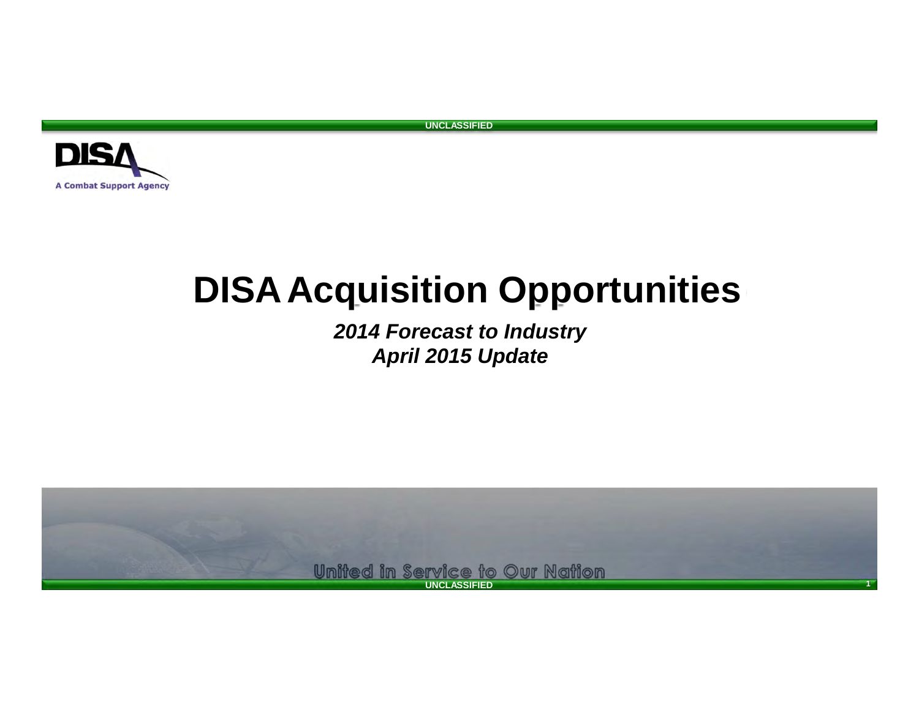UNCLASSIFIED

DISA

A Combat Support Agency

# DISA Acquisition Opportunities

***2014 Forecast to Industry***
***April 2015 Update***

United in Service to Our Nation

UNCLASSIFIED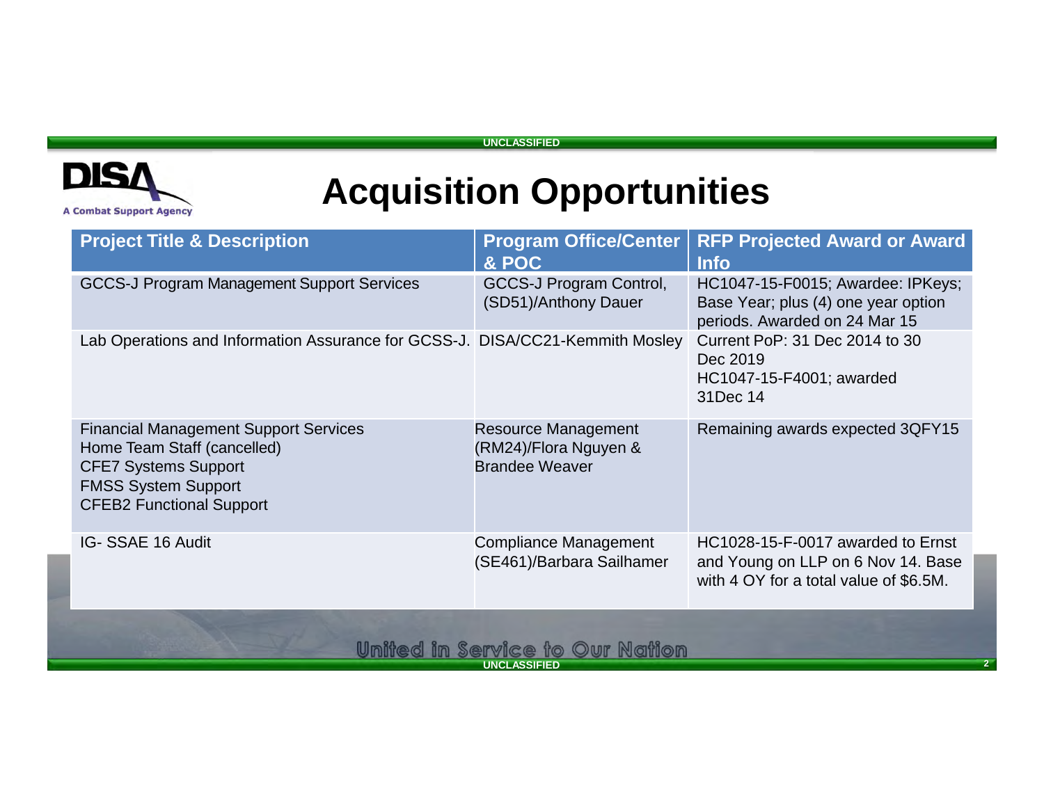# Acquisition Opportunities

| Project Title & Description | Program Office/Center & POC | RFP Projected Award or Award Info |
|---|---|---|
| GCCS-J Program Management Support Services | GCCS-J Program Control, (SD51)/Anthony Dauer | HC1047-15-F0015; Awardee: IPKeys; Base Year; plus (4) one year option periods. Awarded on 24 Mar 15 |
| Lab Operations and Information Assurance for GCSS-J. | DISA/CC21-Kemmith Mosley | Current PoP: 31 Dec 2014 to 30 Dec 2019<br>HC1047-15-F4001; awarded 31Dec 14 |
| Financial Management Support Services<br>Home Team Staff (cancelled)<br>CFE7 Systems Support<br>FMSS System Support<br>CFEB2 Functional Support | Resource Management (RM24)/Flora Nguyen & Brandee Weaver | Remaining awards expected 3QFY15 |
| IG- SSAE 16 Audit | Compliance Management (SE461)/Barbara Sailhamer | HC1028-15-F-0017 awarded to Ernst and Young on LLP on 6 Nov 14. Base with 4 OY for a total value of $6.5M. |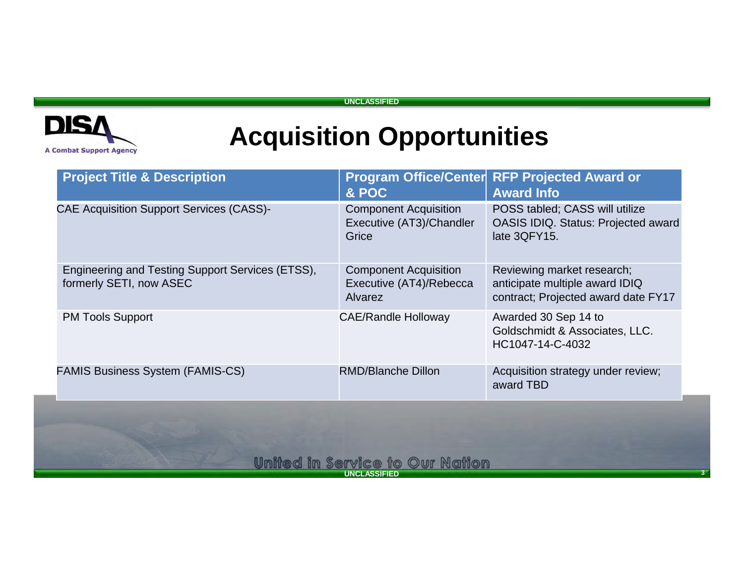# Acquisition Opportunities

| Project Title & Description | Program Office/Center & POC | RFP Projected Award or Award Info |
|---|---|---|
| CAE Acquisition Support Services (CASS)- | Component Acquisition Executive (AT3)/Chandler Grice | POSS tabled; CASS will utilize OASIS IDIQ. Status: Projected award late 3QFY15. |
| Engineering and Testing Support Services (ETSS), formerly SETI, now ASEC | Component Acquisition Executive (AT4)/Rebecca Alvarez | Reviewing market research; anticipate multiple award IDIQ contract; Projected award date FY17 |
| PM Tools Support | CAE/Randle Holloway | Awarded 30 Sep 14 to Goldschmidt & Associates, LLC. HC1047-14-C-4032 |
| FAMIS Business System (FAMIS-CS) | RMD/Blanche Dillon | Acquisition strategy under review; award TBD |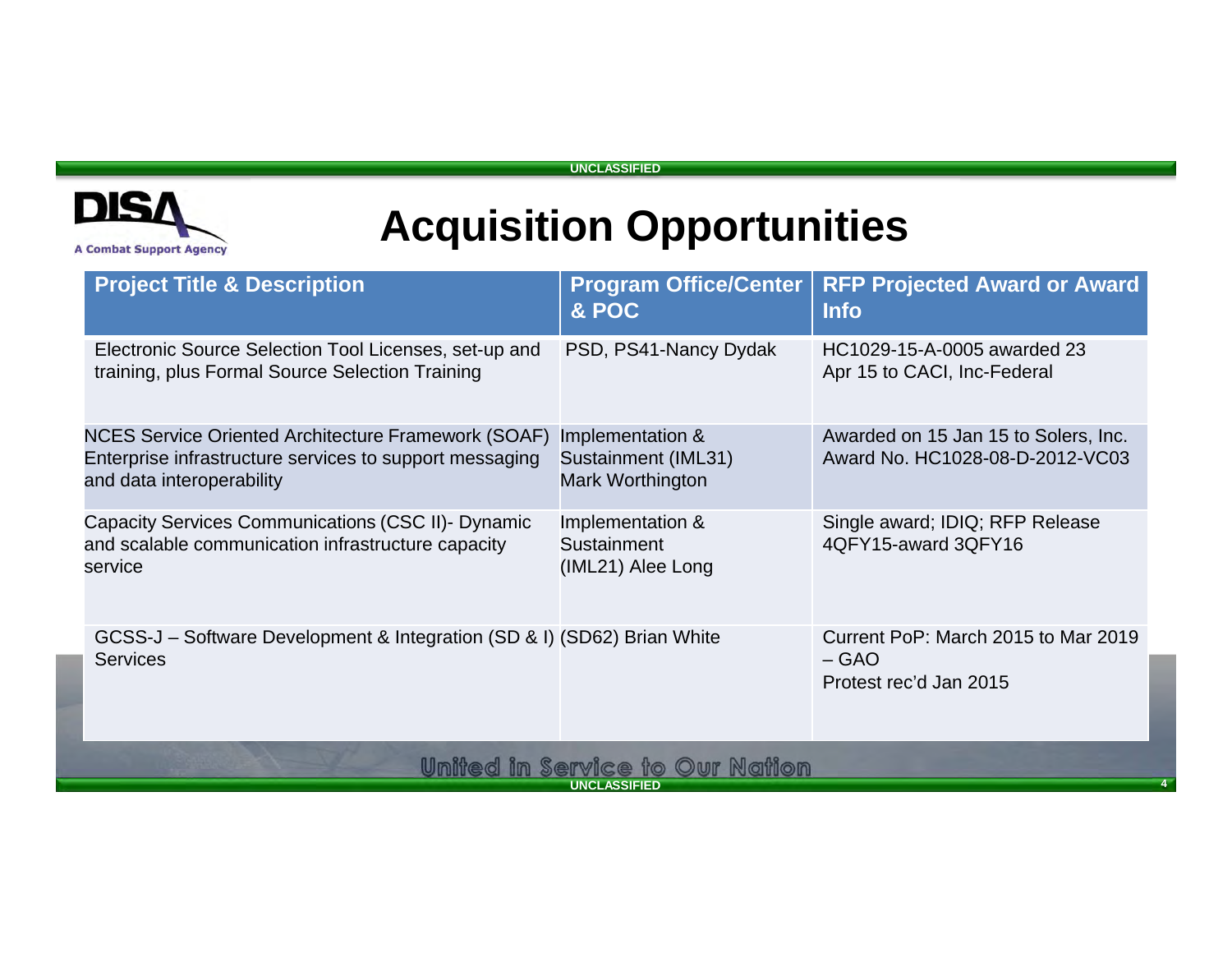# Acquisition Opportunities

| Project Title & Description | Program Office/Center & POC | RFP Projected Award or Award Info |
| --- | --- | --- |
| Electronic Source Selection Tool Licenses, set-up and training, plus Formal Source Selection Training | PSD, PS41-Nancy Dydak | HC1029-15-A-0005 awarded 23 Apr 15 to CACI, Inc-Federal |
| NCES Service Oriented Architecture Framework (SOAF) Enterprise infrastructure services to support messaging and data interoperability | Implementation & Sustainment (IML31) Mark Worthington | Awarded on 15 Jan 15 to Solers, Inc. Award No. HC1028-08-D-2012-VC03 |
| Capacity Services Communications (CSC II)- Dynamic and scalable communication infrastructure capacity service | Implementation & Sustainment (IML21) Alee Long | Single award; IDIQ; RFP Release 4QFY15-award 3QFY16 |
| GCSS-J – Software Development & Integration (SD & I) Services | (SD62) Brian White | Current PoP: March 2015 to Mar 2019 – GAO Protest rec'd Jan 2015 |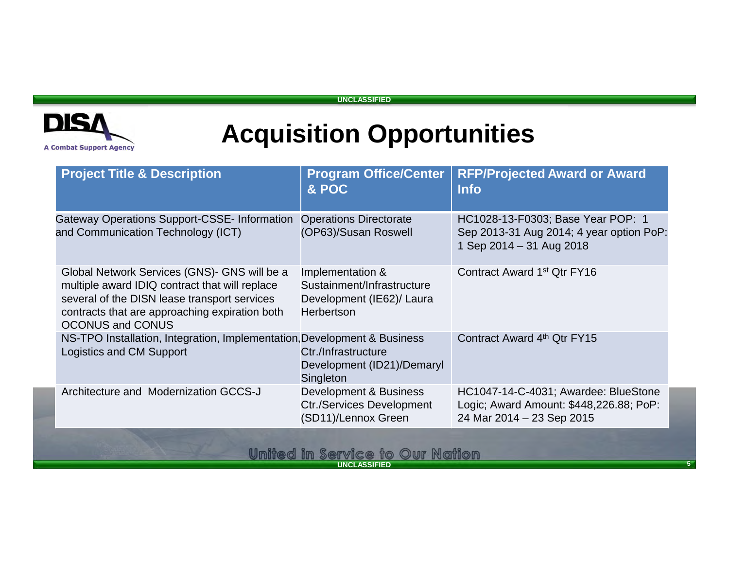# Acquisition Opportunities

| Project Title & Description | Program Office/Center & POC | RFP/Projected Award or Award Info |
|---|---|---|
| Gateway Operations Support-CSSE- Information and Communication Technology (ICT) | Operations Directorate (OP63)/Susan Roswell | HC1028-13-F0303; Base Year POP: 1 Sep 2013-31 Aug 2014; 4 year option PoP: 1 Sep 2014 – 31 Aug 2018 |
| Global Network Services (GNS)- GNS will be a multiple award IDIQ contract that will replace several of the DISN lease transport services contracts that are approaching expiration both OCONUS and CONUS | Implementation & Sustainment/Infrastructure Development (IE62)/ Laura Herbertson | Contract Award 1st Qtr FY16 |
| NS-TPO Installation, Integration, Implementation, Logistics and CM Support | Development & Business Ctr./Infrastructure Development (ID21)/Demaryl Singleton | Contract Award 4th Qtr FY15 |
| Architecture and Modernization GCCS-J | Development & Business Ctr./Services Development (SD11)/Lennox Green | HC1047-14-C-4031; Awardee: BlueStone Logic; Award Amount: $448,226.88; PoP: 24 Mar 2014 – 23 Sep 2015 |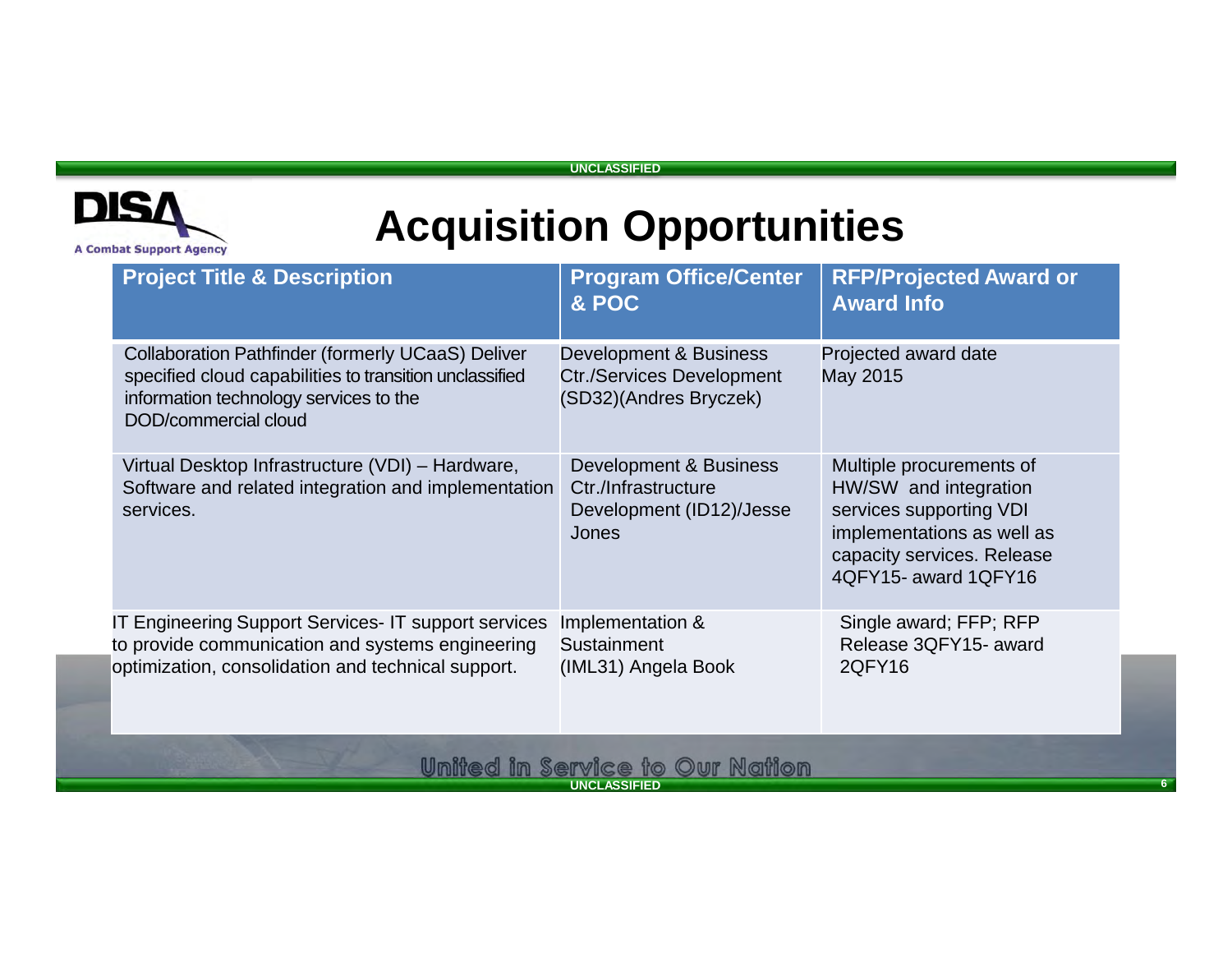# Acquisition Opportunities

| Project Title & Description | Program Office/Center & POC | RFP/Projected Award or Award Info |
|---|---|---|
| Collaboration Pathfinder (formerly UCaaS) Deliver specified cloud capabilities to transition unclassified information technology services to the DOD/commercial cloud | Development & Business Ctr./Services Development (SD32)(Andres Bryczek) | Projected award date May 2015 |
| Virtual Desktop Infrastructure (VDI) – Hardware, Software and related integration and implementation services. | Development & Business Ctr./Infrastructure Development (ID12)/Jesse Jones | Multiple procurements of HW/SW and integration services supporting VDI implementations as well as capacity services. Release 4QFY15- award 1QFY16 |
| IT Engineering Support Services- IT support services to provide communication and systems engineering optimization, consolidation and technical support. | Implementation & Sustainment (IML31) Angela Book | Single award; FFP; RFP Release 3QFY15- award 2QFY16 |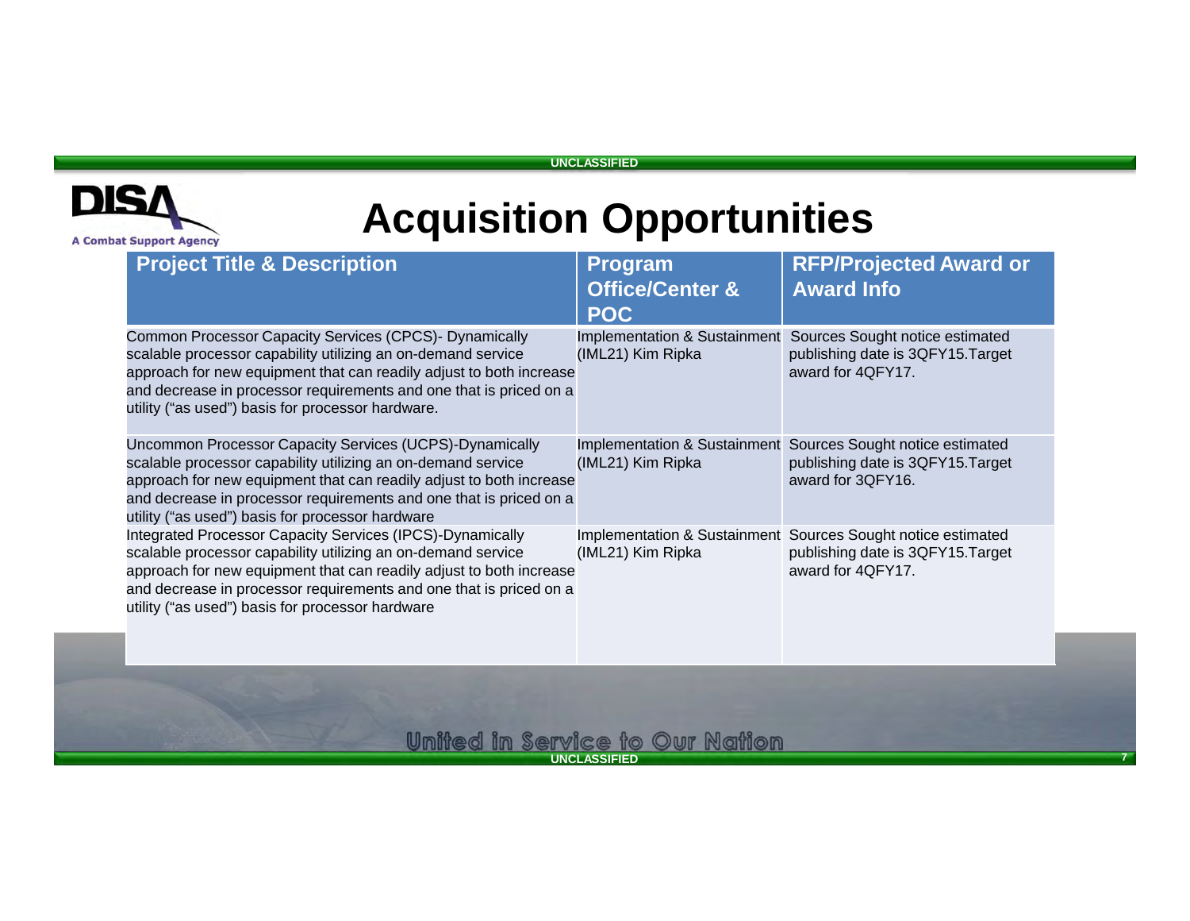# Acquisition Opportunities

| Project Title & Description | Program Office/Center & POC | RFP/Projected Award or Award Info |
|---|---|---|
| Common Processor Capacity Services (CPCS)- Dynamically scalable processor capability utilizing an on-demand service approach for new equipment that can readily adjust to both increase and decrease in processor requirements and one that is priced on a utility ("as used") basis for processor hardware. | Implementation & Sustainment (IML21) Kim Ripka | Sources Sought notice estimated publishing date is 3QFY15.Target award for 4QFY17. |
| Uncommon Processor Capacity Services (UCPS)-Dynamically scalable processor capability utilizing an on-demand service approach for new equipment that can readily adjust to both increase and decrease in processor requirements and one that is priced on a utility ("as used") basis for processor hardware | Implementation & Sustainment (IML21) Kim Ripka | Sources Sought notice estimated publishing date is 3QFY15.Target award for 3QFY16. |
| Integrated Processor Capacity Services (IPCS)-Dynamically scalable processor capability utilizing an on-demand service approach for new equipment that can readily adjust to both increase and decrease in processor requirements and one that is priced on a utility ("as used") basis for processor hardware | Implementation & Sustainment (IML21) Kim Ripka | Sources Sought notice estimated publishing date is 3QFY15.Target award for 4QFY17. |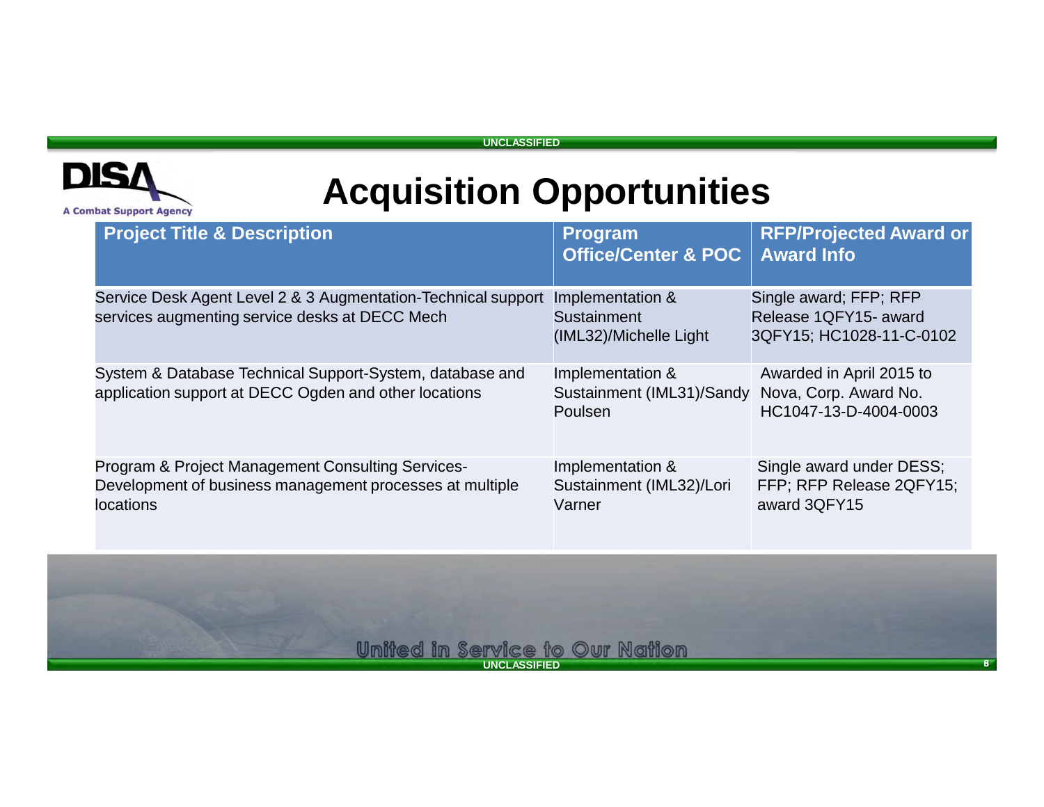# Acquisition Opportunities

| Project Title & Description | Program Office/Center & POC | RFP/Projected Award or Award Info |
|---|---|---|
| Service Desk Agent Level 2 & 3 Augmentation-Technical support services augmenting service desks at DECC Mech | Implementation & Sustainment (IML32)/Michelle Light | Single award; FFP; RFP Release 1QFY15- award 3QFY15; HC1028-11-C-0102 |
| System & Database Technical Support-System, database and application support at DECC Ogden and other locations | Implementation & Sustainment (IML31)/Sandy Poulsen | Awarded in April 2015 to Nova, Corp. Award No. HC1047-13-D-4004-0003 |
| Program & Project Management Consulting Services-Development of business management processes at multiple locations | Implementation & Sustainment (IML32)/Lori Varner | Single award under DESS; FFP; RFP Release 2QFY15; award 3QFY15 |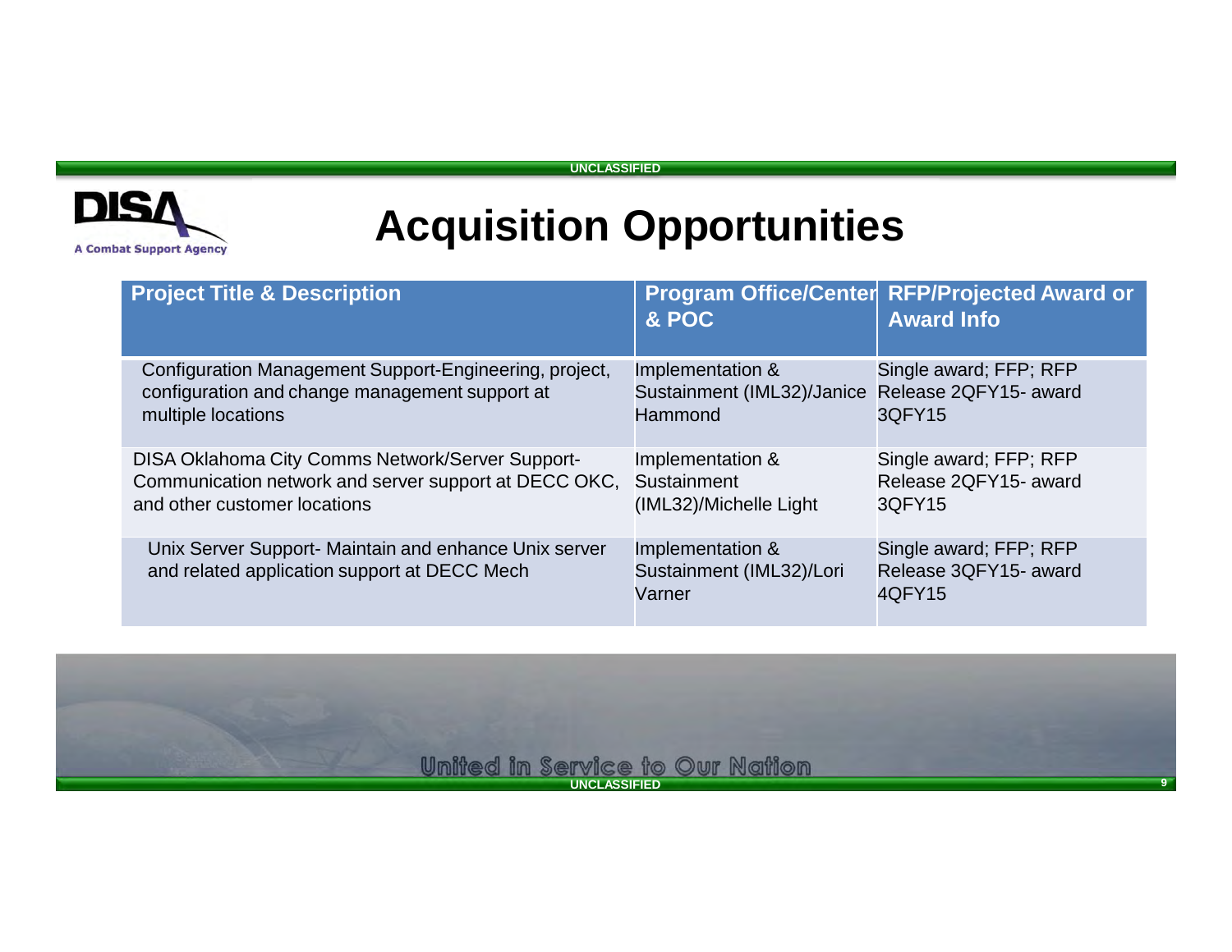# Acquisition Opportunities

| Project Title & Description | Program Office/Center & POC | RFP/Projected Award or Award Info |
|---|---|---|
| Configuration Management Support-Engineering, project, configuration and change management support at multiple locations | Implementation & Sustainment (IML32)/Janice Hammond | Single award; FFP; RFP Release 2QFY15- award 3QFY15 |
| DISA Oklahoma City Comms Network/Server Support- Communication network and server support at DECC OKC, and other customer locations | Implementation & Sustainment (IML32)/Michelle Light | Single award; FFP; RFP Release 2QFY15- award 3QFY15 |
| Unix Server Support- Maintain and enhance Unix server and related application support at DECC Mech | Implementation & Sustainment (IML32)/Lori Varner | Single award; FFP; RFP Release 3QFY15- award 4QFY15 |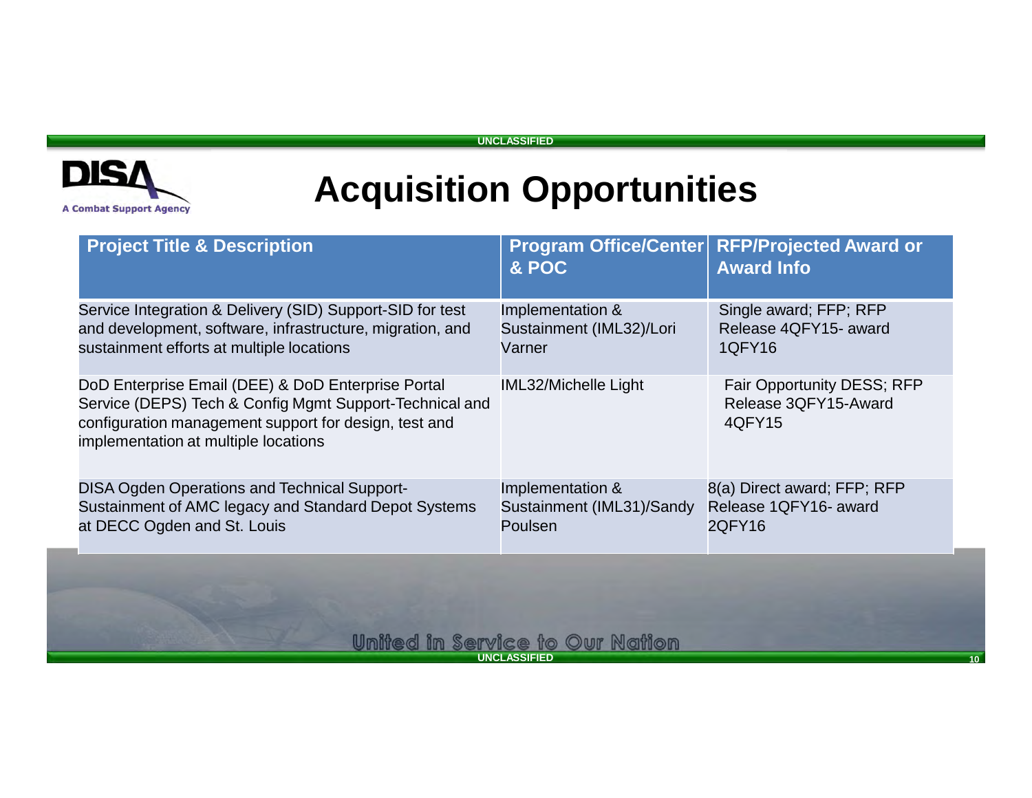# Acquisition Opportunities

| Project Title & Description | Program Office/Center & POC | RFP/Projected Award or Award Info |
| --- | --- | --- |
| Service Integration & Delivery (SID) Support-SID for test and development, software, infrastructure, migration, and sustainment efforts at multiple locations | Implementation & Sustainment (IML32)/Lori Varner | Single award; FFP; RFP Release 4QFY15- award 1QFY16 |
| DoD Enterprise Email (DEE) & DoD Enterprise Portal Service (DEPS) Tech & Config Mgmt Support-Technical and configuration management support for design, test and implementation at multiple locations | IML32/Michelle Light | Fair Opportunity DESS; RFP Release 3QFY15-Award 4QFY15 |
| DISA Ogden Operations and Technical Support-Sustainment of AMC legacy and Standard Depot Systems at DECC Ogden and St. Louis | Implementation & Sustainment (IML31)/Sandy Poulsen | 8(a) Direct award; FFP; RFP Release 1QFY16- award 2QFY16 |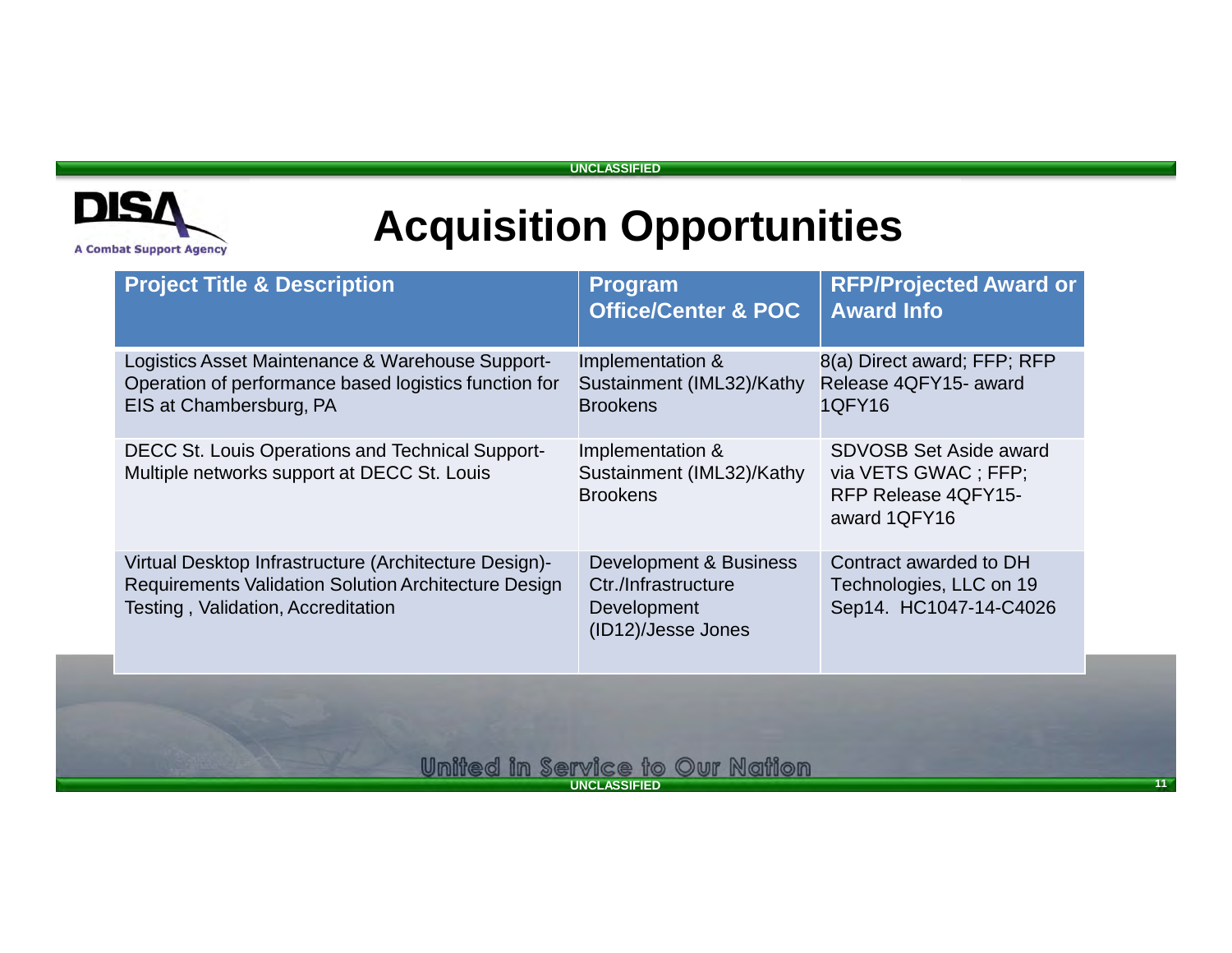# Acquisition Opportunities

| Project Title & Description | Program Office/Center & POC | RFP/Projected Award or Award Info |
|---|---|---|
| Logistics Asset Maintenance & Warehouse Support- Operation of performance based logistics function for EIS at Chambersburg, PA | Implementation & Sustainment (IML32)/Kathy Brookens | 8(a) Direct award; FFP; RFP Release 4QFY15- award 1QFY16 |
| DECC St. Louis Operations and Technical Support- Multiple networks support at DECC St. Louis | Implementation & Sustainment (IML32)/Kathy Brookens | SDVOSB Set Aside award via VETS GWAC ; FFP; RFP Release 4QFY15- award 1QFY16 |
| Virtual Desktop Infrastructure (Architecture Design)- Requirements Validation Solution Architecture Design Testing , Validation, Accreditation | Development & Business Ctr./Infrastructure Development (ID12)/Jesse Jones | Contract awarded to DH Technologies, LLC on 19 Sep14. HC1047-14-C4026 |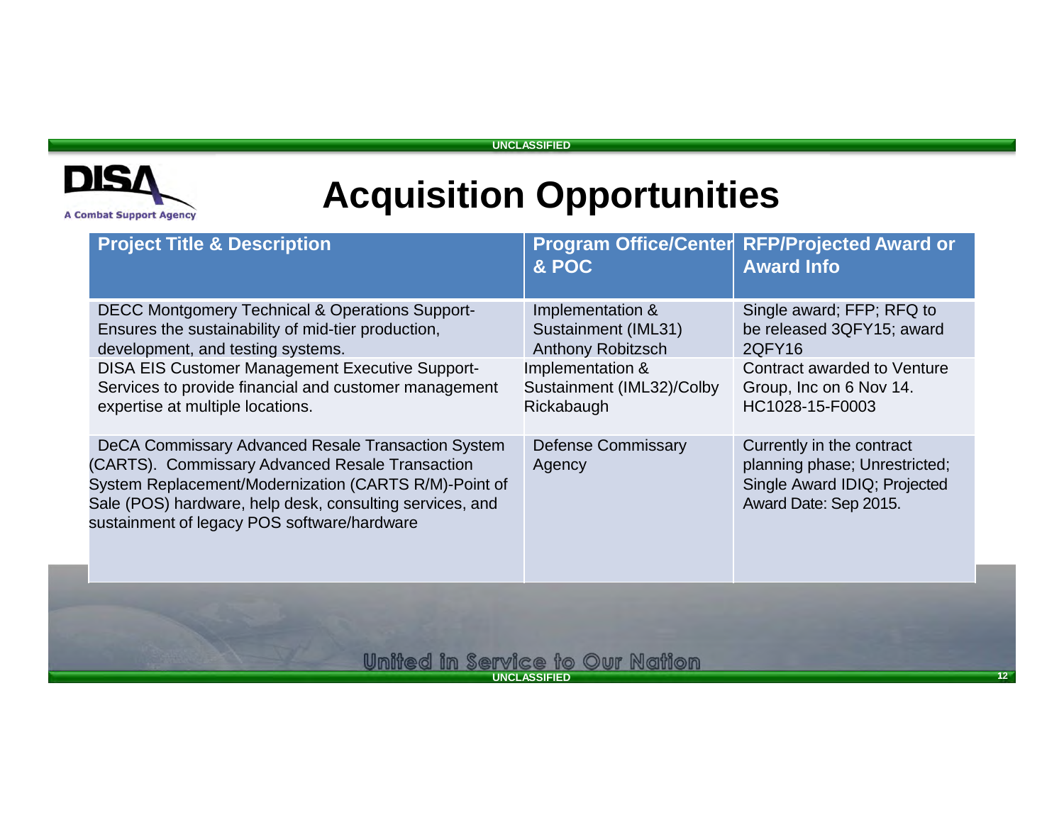# Acquisition Opportunities

| Project Title & Description | Program Office/Center & POC | RFP/Projected Award or Award Info |
|---|---|---|
| DECC Montgomery Technical & Operations Support- Ensures the sustainability of mid-tier production, development, and testing systems. | Implementation & Sustainment (IML31) Anthony Robitzsch | Single award; FFP; RFQ to be released 3QFY15; award 2QFY16 |
| DISA EIS Customer Management Executive Support- Services to provide financial and customer management expertise at multiple locations. | Implementation & Sustainment (IML32)/Colby Rickabaugh | Contract awarded to Venture Group, Inc on 6 Nov 14. HC1028-15-F0003 |
| DeCA Commissary Advanced Resale Transaction System (CARTS). Commissary Advanced Resale Transaction System Replacement/Modernization (CARTS R/M)-Point of Sale (POS) hardware, help desk, consulting services, and sustainment of legacy POS software/hardware | Defense Commissary Agency | Currently in the contract planning phase; Unrestricted; Single Award IDIQ; Projected Award Date: Sep 2015. |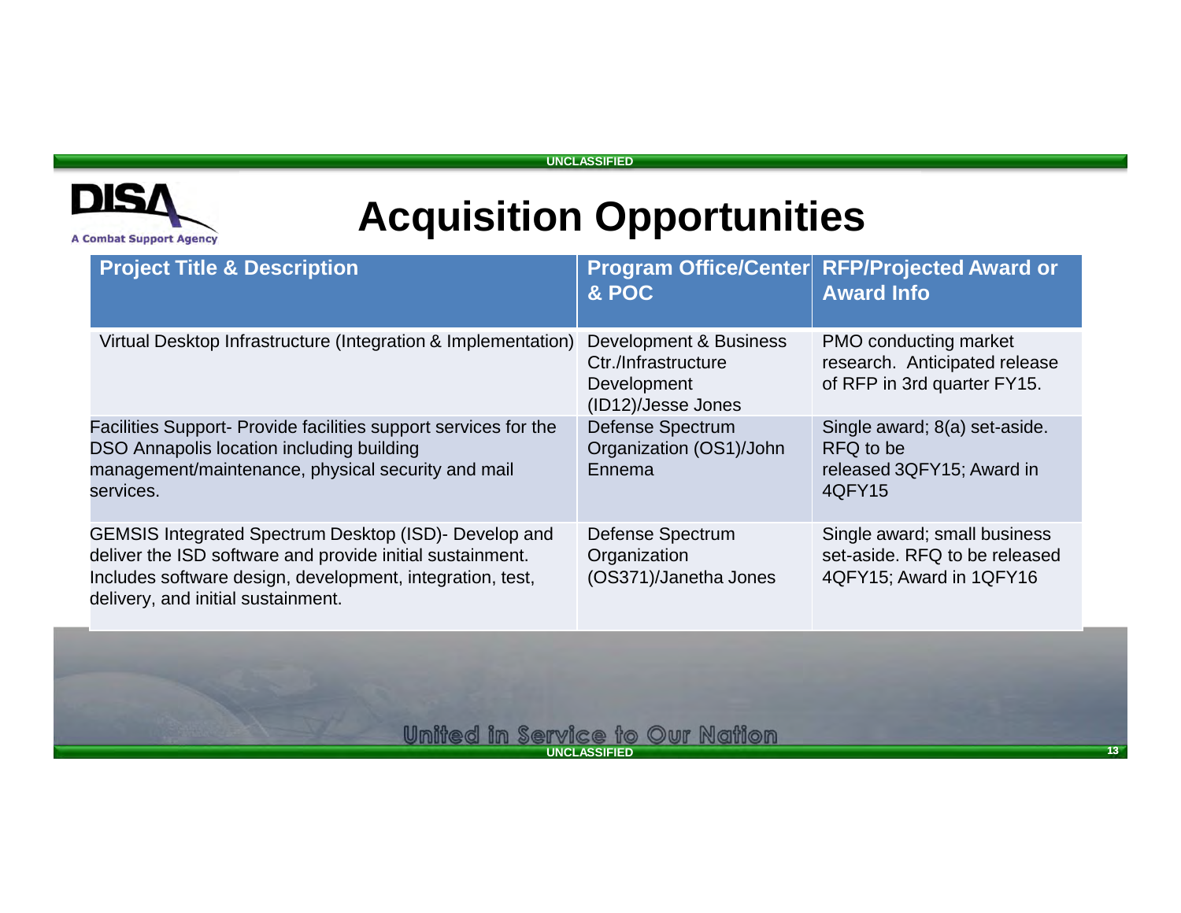# Acquisition Opportunities

| Project Title & Description | Program Office/Center & POC | RFP/Projected Award or Award Info |
|---|---|---|
| Virtual Desktop Infrastructure (Integration & Implementation) | Development & Business Ctr./Infrastructure Development (ID12)/Jesse Jones | PMO conducting market research. Anticipated release of RFP in 3rd quarter FY15. |
| Facilities Support- Provide facilities support services for the DSO Annapolis location including building management/maintenance, physical security and mail services. | Defense Spectrum Organization (OS1)/John Ennema | Single award; 8(a) set-aside. RFQ to be released 3QFY15; Award in 4QFY15 |
| GEMSIS Integrated Spectrum Desktop (ISD)- Develop and deliver the ISD software and provide initial sustainment. Includes software design, development, integration, test, delivery, and initial sustainment. | Defense Spectrum Organization (OS371)/Janetha Jones | Single award; small business set-aside. RFQ to be released 4QFY15; Award in 1QFY16 |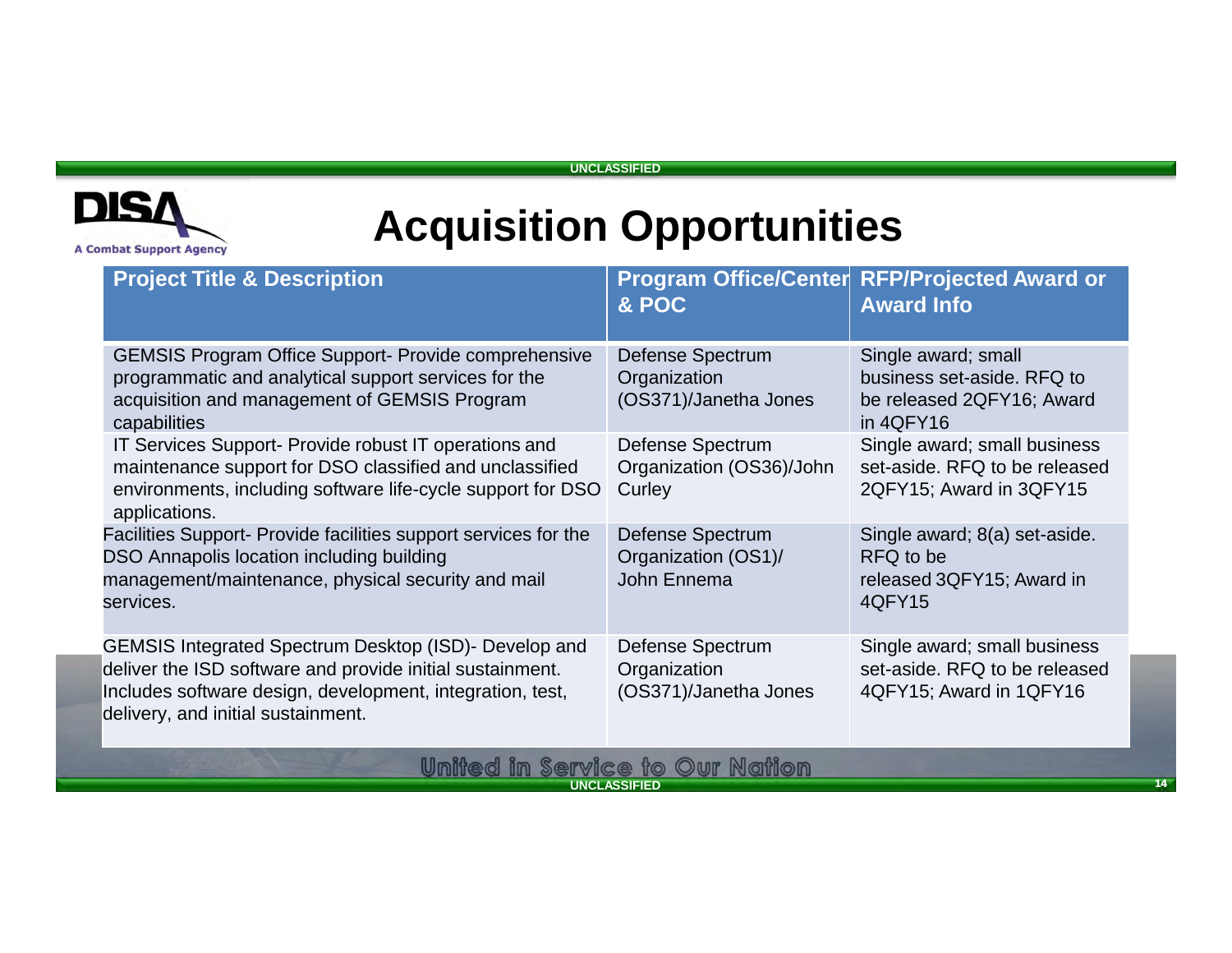# Acquisition Opportunities

| Project Title & Description | Program Office/Center & POC | RFP/Projected Award or Award Info |
|---|---|---|
| GEMSIS Program Office Support- Provide comprehensive programmatic and analytical support services for the acquisition and management of GEMSIS Program capabilities | Defense Spectrum Organization (OS371)/Janetha Jones | Single award; small business set-aside. RFQ to be released 2QFY16; Award in 4QFY16 |
| IT Services Support- Provide robust IT operations and maintenance support for DSO classified and unclassified environments, including software life-cycle support for DSO applications. | Defense Spectrum Organization (OS36)/John Curley | Single award; small business set-aside. RFQ to be released 2QFY15; Award in 3QFY15 |
| Facilities Support- Provide facilities support services for the DSO Annapolis location including building management/maintenance, physical security and mail services. | Defense Spectrum Organization (OS1)/ John Ennema | Single award; 8(a) set-aside. RFQ to be released 3QFY15; Award in 4QFY15 |
| GEMSIS Integrated Spectrum Desktop (ISD)- Develop and deliver the ISD software and provide initial sustainment. Includes software design, development, integration, test, delivery, and initial sustainment. | Defense Spectrum Organization (OS371)/Janetha Jones | Single award; small business set-aside. RFQ to be released 4QFY15; Award in 1QFY16 |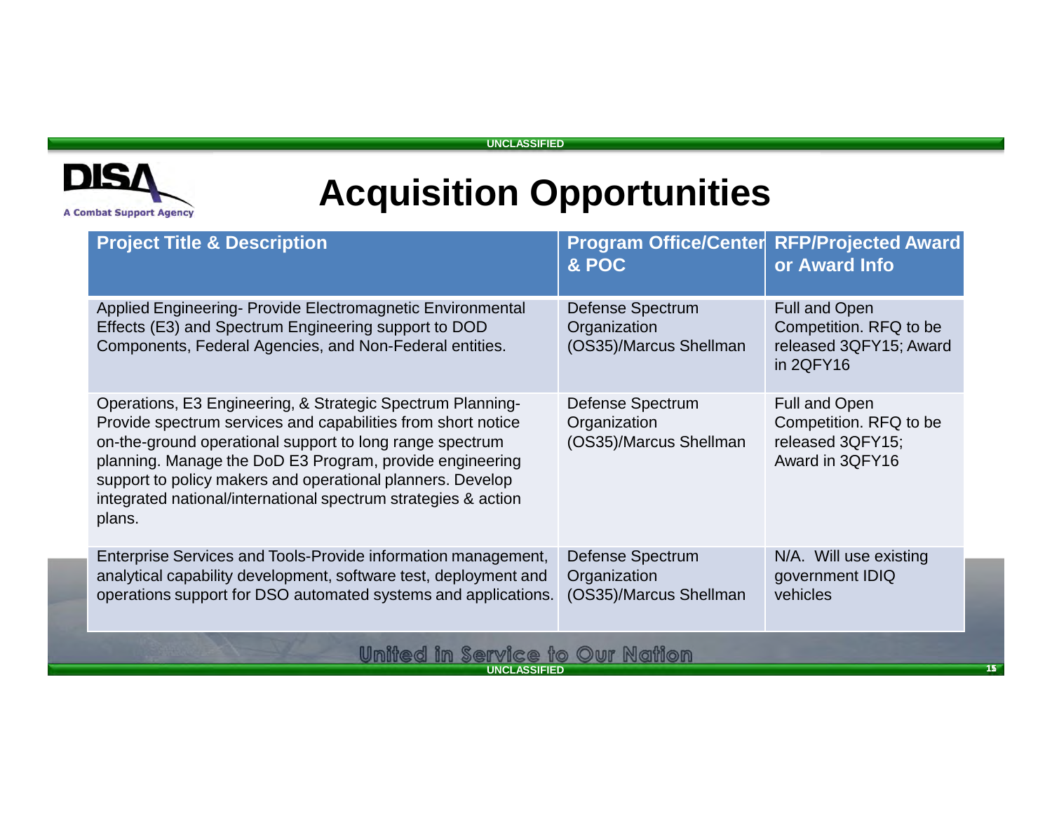# Acquisition Opportunities

| Project Title & Description | Program Office/Center & POC | RFP/Projected Award or Award Info |
|---|---|---|
| Applied Engineering- Provide Electromagnetic Environmental Effects (E3) and Spectrum Engineering support to DOD Components, Federal Agencies, and Non-Federal entities. | Defense Spectrum Organization (OS35)/Marcus Shellman | Full and Open Competition. RFQ to be released 3QFY15; Award in 2QFY16 |
| Operations, E3 Engineering, & Strategic Spectrum Planning- Provide spectrum services and capabilities from short notice on-the-ground operational support to long range spectrum planning. Manage the DoD E3 Program, provide engineering support to policy makers and operational planners. Develop integrated national/international spectrum strategies & action plans. | Defense Spectrum Organization (OS35)/Marcus Shellman | Full and Open Competition. RFQ to be released 3QFY15; Award in 3QFY16 |
| Enterprise Services and Tools-Provide information management, analytical capability development, software test, deployment and operations support for DSO automated systems and applications. | Defense Spectrum Organization (OS35)/Marcus Shellman | N/A. Will use existing government IDIQ vehicles |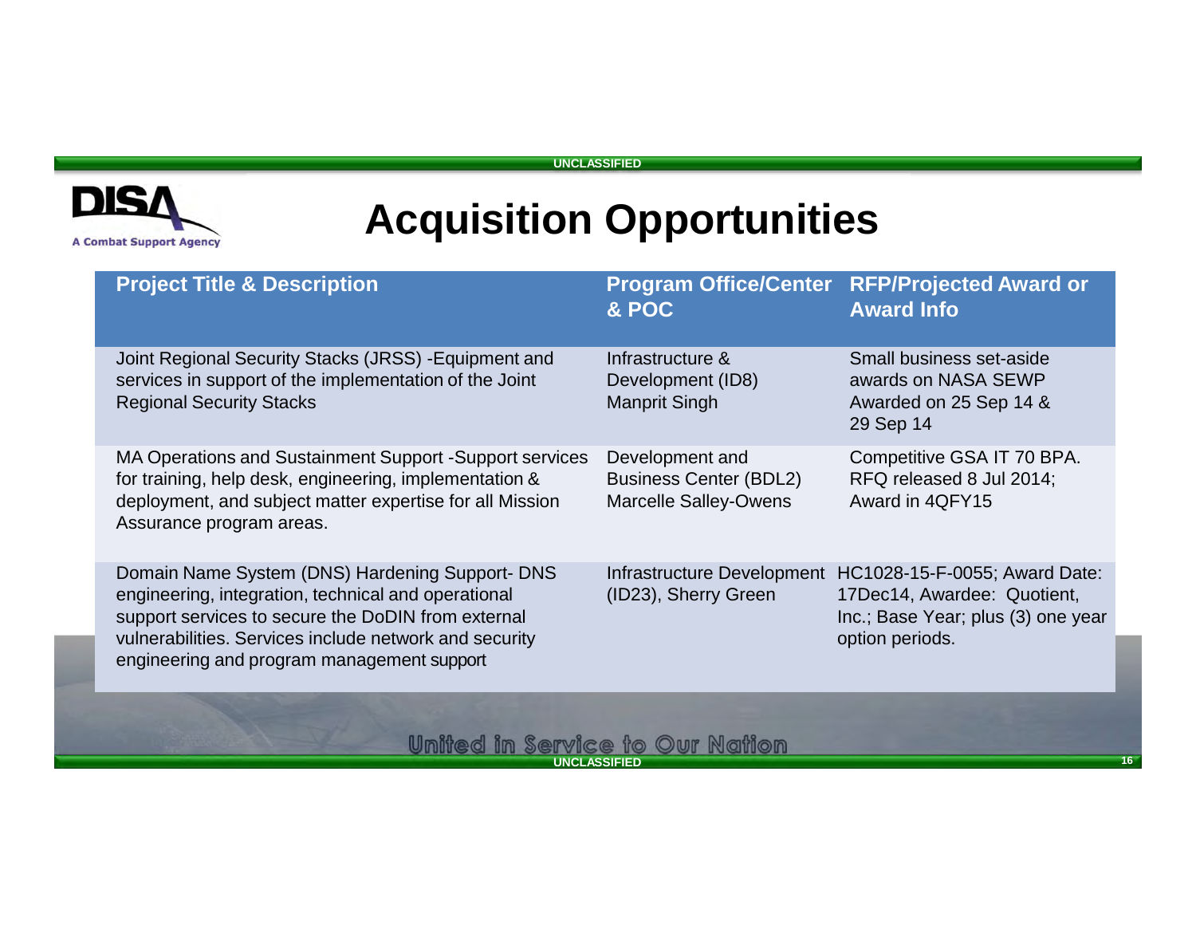# Acquisition Opportunities

| Project Title & Description | Program Office/Center & POC | RFP/Projected Award or Award Info |
|---|---|---|
| Joint Regional Security Stacks (JRSS) -Equipment and services in support of the implementation of the Joint Regional Security Stacks | Infrastructure & Development (ID8) Manprit Singh | Small business set-aside awards on NASA SEWP Awarded on 25 Sep 14 & 29 Sep 14 |
| MA Operations and Sustainment Support -Support services for training, help desk, engineering, implementation & deployment, and subject matter expertise for all Mission Assurance program areas. | Development and Business Center (BDL2) Marcelle Salley-Owens | Competitive GSA IT 70 BPA. RFQ released 8 Jul 2014; Award in 4QFY15 |
| Domain Name System (DNS) Hardening Support- DNS engineering, integration, technical and operational support services to secure the DoDIN from external vulnerabilities. Services include network and security engineering and program management support | Infrastructure Development (ID23), Sherry Green | HC1028-15-F-0055; Award Date: 17Dec14, Awardee: Quotient, Inc.; Base Year; plus (3) one year option periods. |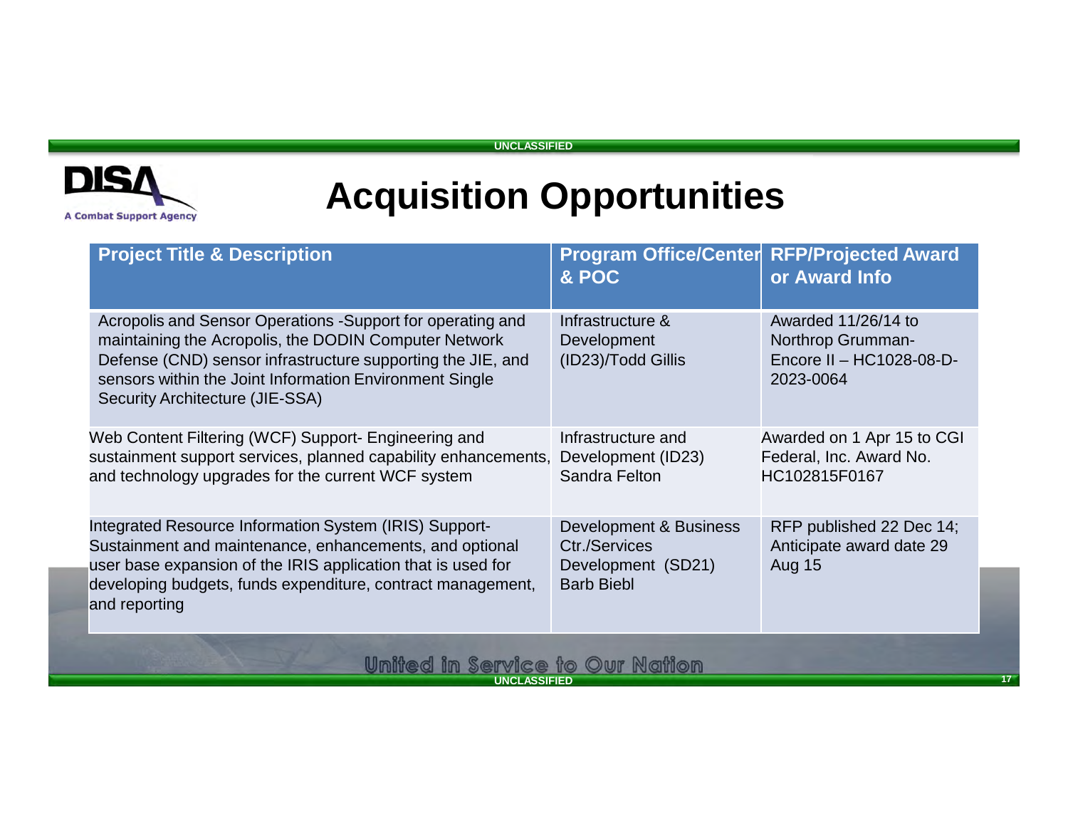# Acquisition Opportunities

| Project Title & Description | Program Office/Center & POC | RFP/Projected Award or Award Info |
|---|---|---|
| Acropolis and Sensor Operations -Support for operating and maintaining the Acropolis, the DODIN Computer Network Defense (CND) sensor infrastructure supporting the JIE, and sensors within the Joint Information Environment Single Security Architecture (JIE-SSA) | Infrastructure & Development (ID23)/Todd Gillis | Awarded 11/26/14 to Northrop Grumman- Encore II – HC1028-08-D-2023-0064 |
| Web Content Filtering (WCF) Support- Engineering and sustainment support services, planned capability enhancements, and technology upgrades for the current WCF system | Infrastructure and Development (ID23) Sandra Felton | Awarded on 1 Apr 15 to CGI Federal, Inc. Award No. HC102815F0167 |
| Integrated Resource Information System (IRIS) Support- Sustainment and maintenance, enhancements, and optional user base expansion of the IRIS application that is used for developing budgets, funds expenditure, contract management, and reporting | Development & Business Ctr./Services Development (SD21) Barb Biebl | RFP published 22 Dec 14; Anticipate award date 29 Aug 15 |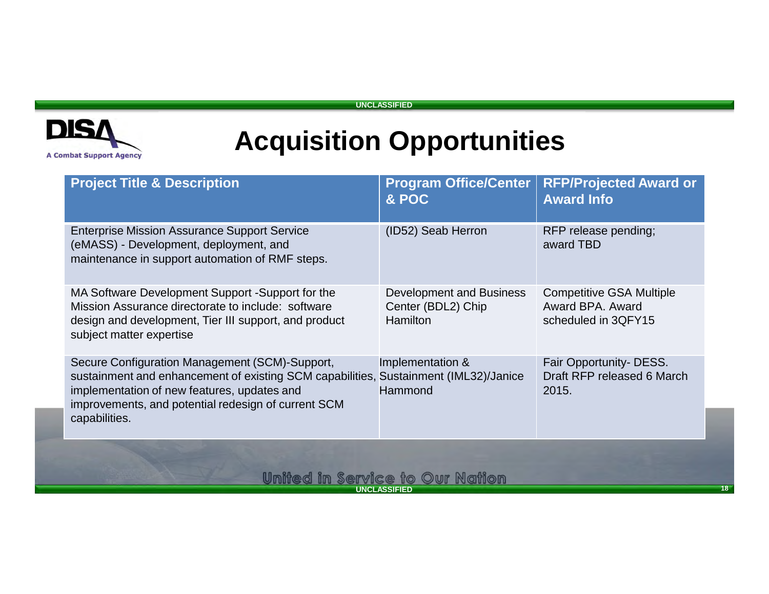# Acquisition Opportunities

| Project Title & Description | Program Office/Center & POC | RFP/Projected Award or Award Info |
|---|---|---|
| Enterprise Mission Assurance Support Service (eMASS) - Development, deployment, and maintenance in support automation of RMF steps. | (ID52) Seab Herron | RFP release pending; award TBD |
| MA Software Development Support -Support for the Mission Assurance directorate to include: software design and development, Tier III support, and product subject matter expertise | Development and Business Center (BDL2) Chip Hamilton | Competitive GSA Multiple Award BPA. Award scheduled in 3QFY15 |
| Secure Configuration Management (SCM)-Support, sustainment and enhancement of existing SCM capabilities, implementation of new features, updates and improvements, and potential redesign of current SCM capabilities. | Implementation & Sustainment (IML32)/Janice Hammond | Fair Opportunity- DESS. Draft RFP released 6 March 2015. |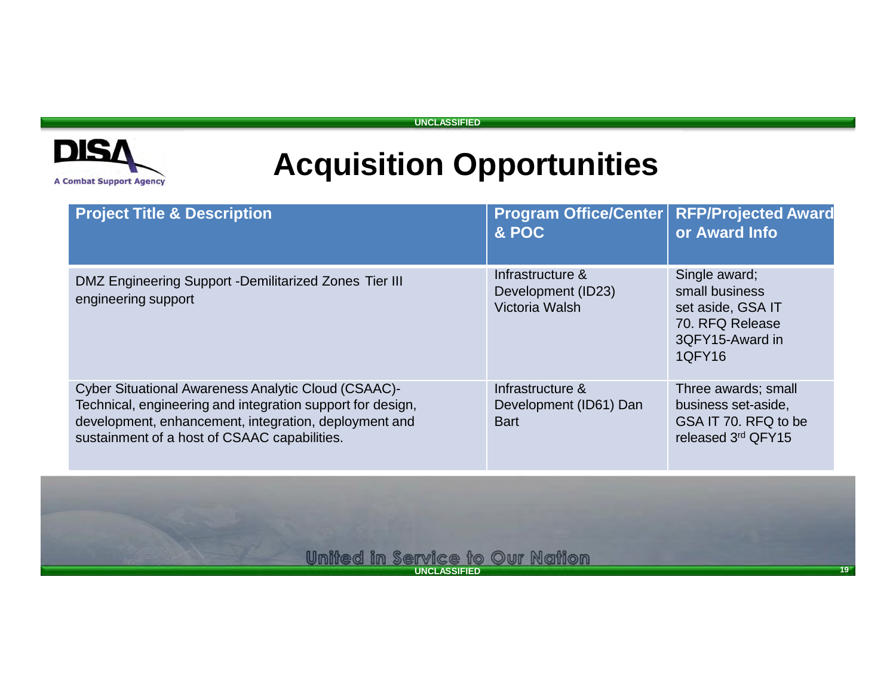# Acquisition Opportunities

| Project Title & Description | Program Office/Center & POC | RFP/Projected Award or Award Info |
|---|---|---|
| DMZ Engineering Support -Demilitarized Zones Tier III engineering support | Infrastructure & Development (ID23) Victoria Walsh | Single award; small business set aside, GSA IT 70. RFQ Release 3QFY15-Award in 1QFY16 |
| Cyber Situational Awareness Analytic Cloud (CSAAC)- Technical, engineering and integration support for design, development, enhancement, integration, deployment and sustainment of a host of CSAAC capabilities. | Infrastructure & Development (ID61) Dan Bart | Three awards; small business set-aside, GSA IT 70. RFQ to be released 3rd QFY15 |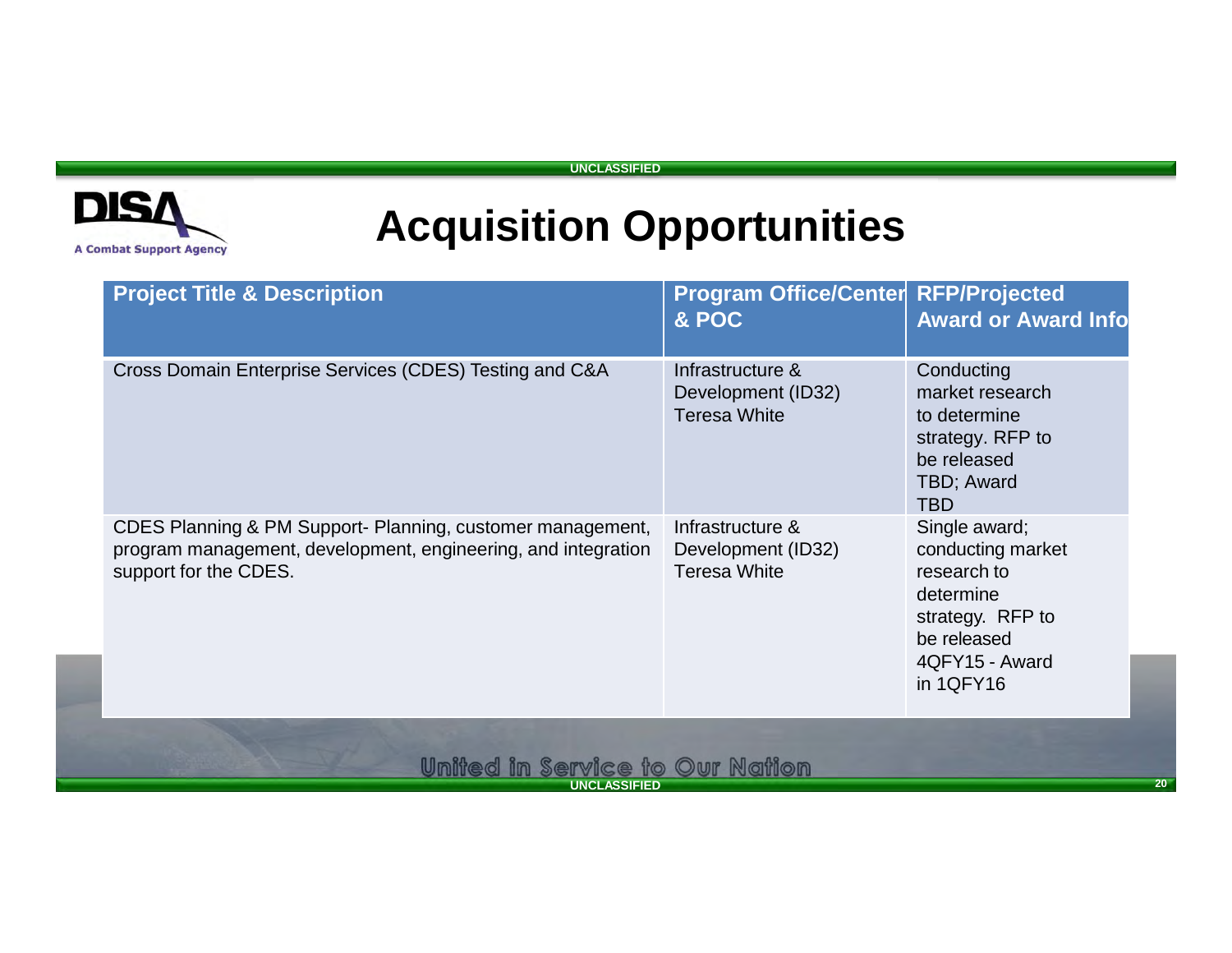# Acquisition Opportunities

| Project Title & Description | Program Office/Center & POC | RFP/Projected Award or Award Info |
|---|---|---|
| Cross Domain Enterprise Services (CDES) Testing and C&A | Infrastructure & Development (ID32) Teresa White | Conducting market research to determine strategy. RFP to be released TBD; Award TBD |
| CDES Planning & PM Support- Planning, customer management, program management, development, engineering, and integration support for the CDES. | Infrastructure & Development (ID32) Teresa White | Single award; conducting market research to determine strategy. RFP to be released 4QFY15 - Award in 1QFY16 |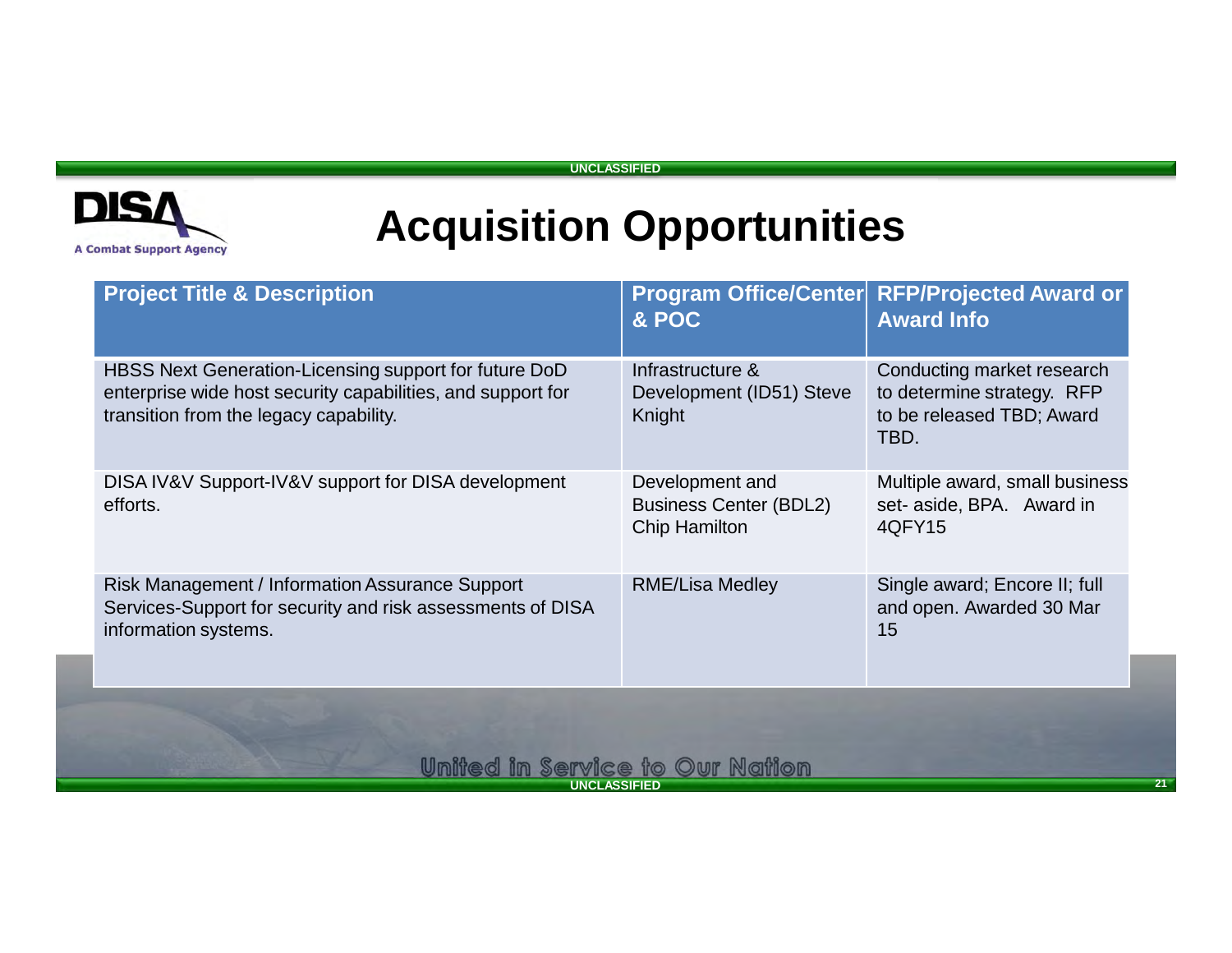# Acquisition Opportunities

| Project Title & Description | Program Office/Center & POC | RFP/Projected Award or Award Info |
|---|---|---|
| HBSS Next Generation-Licensing support for future DoD enterprise wide host security capabilities, and support for transition from the legacy capability. | Infrastructure & Development (ID51) Steve Knight | Conducting market research to determine strategy. RFP to be released TBD; Award TBD. |
| DISA IV&V Support-IV&V support for DISA development efforts. | Development and Business Center (BDL2) Chip Hamilton | Multiple award, small business set- aside, BPA. Award in 4QFY15 |
| Risk Management / Information Assurance Support Services-Support for security and risk assessments of DISA information systems. | RME/Lisa Medley | Single award; Encore II; full and open. Awarded 30 Mar 15 |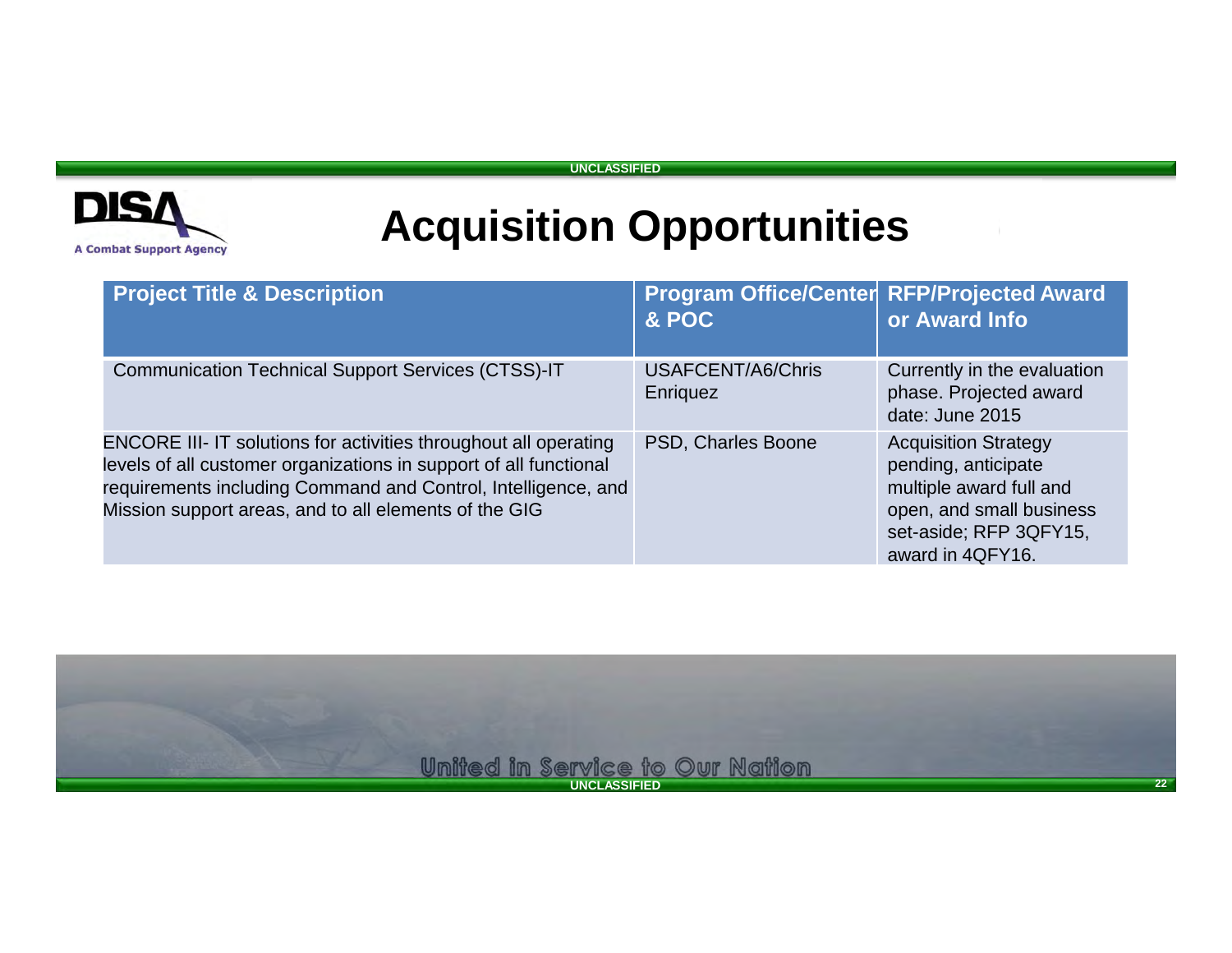# Acquisition Opportunities

| Project Title & Description | Program Office/Center & POC | RFP/Projected Award or Award Info |
|---|---|---|
| Communication Technical Support Services (CTSS)-IT | USAFCENT/A6/Chris Enriquez | Currently in the evaluation phase. Projected award date: June 2015 |
| ENCORE III- IT solutions for activities throughout all operating levels of all customer organizations in support of all functional requirements including Command and Control, Intelligence, and Mission support areas, and to all elements of the GIG | PSD, Charles Boone | Acquisition Strategy pending, anticipate multiple award full and open, and small business set-aside; RFP 3QFY15, award in 4QFY16. |